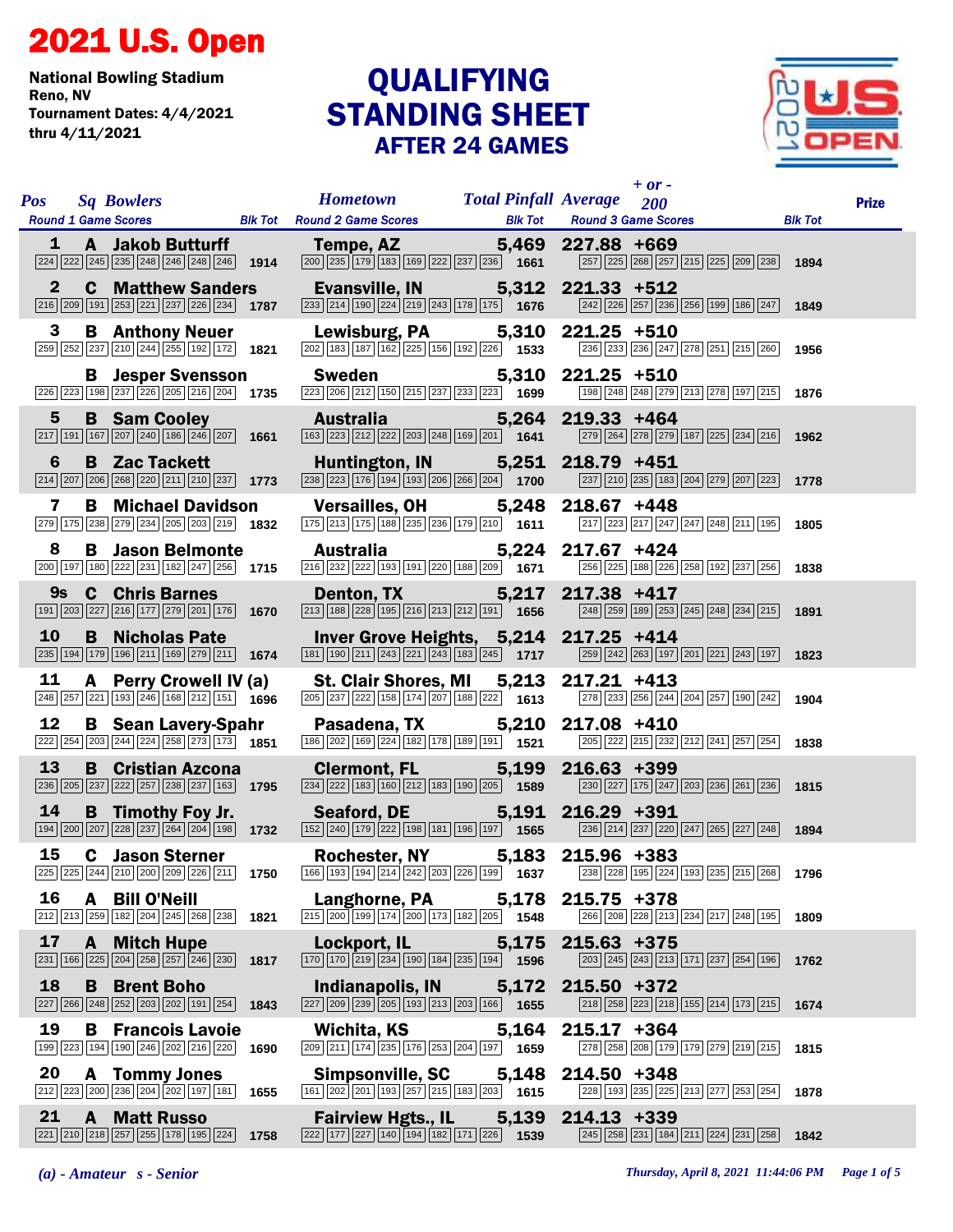# 2021 U.S. Open

National Bowling Stadium
Reno, NV
Tournament Dates: 4/4/2021 thru 4/11/2021

## QUALIFYING STANDING SHEET
### AFTER 24 GAMES

| Pos | Sq | Bowlers | Hometown | Total Pinfall | Average | + or - 200 | Prize |
|---|---|---|---|---|---|---|---|
| | | Round 1 Game Scores / Blk Tot | Round 2 Game Scores / Blk Tot | | Round 3 Game Scores / Blk Tot | | |
| 1 | A | Jakob Butturff | Tempe, AZ | 5,469 | 227.88 | +669 | |
| | | 224 222 245 235 248 246 248 246 — 1914 | 200 235 179 183 169 222 237 236 — 1661 | | 257 225 268 257 215 225 209 238 — 1894 | | |
| 2 | C | Matthew Sanders | Evansville, IN | 5,312 | 221.33 | +512 | |
| | | 216 209 191 253 221 237 226 234 — 1787 | 233 214 190 224 219 243 178 175 — 1676 | | 242 226 257 236 256 199 186 247 — 1849 | | |
| 3 | B | Anthony Neuer | Lewisburg, PA | 5,310 | 221.25 | +510 | |
| | | 259 252 237 210 244 255 192 172 — 1821 | 202 183 187 162 225 156 192 226 — 1533 | | 236 233 236 247 278 251 215 260 — 1956 | | |
| | B | Jesper Svensson | Sweden | 5,310 | 221.25 | +510 | |
| | | 226 223 198 237 226 205 216 204 — 1735 | 223 206 212 150 215 237 233 223 — 1699 | | 198 248 248 279 213 278 197 215 — 1876 | | |
| 5 | B | Sam Cooley | Australia | 5,264 | 219.33 | +464 | |
| | | 217 191 167 207 240 186 246 207 — 1661 | 163 223 212 222 203 248 169 201 — 1641 | | 279 264 278 279 187 225 234 216 — 1962 | | |
| 6 | B | Zac Tackett | Huntington, IN | 5,251 | 218.79 | +451 | |
| | | 214 207 206 268 220 211 210 237 — 1773 | 238 223 176 194 193 206 266 204 — 1700 | | 237 210 235 183 204 279 207 223 — 1778 | | |
| 7 | B | Michael Davidson | Versailles, OH | 5,248 | 218.67 | +448 | |
| | | 279 175 238 279 234 205 203 219 — 1832 | 175 213 175 188 235 236 179 210 — 1611 | | 217 223 217 247 247 248 211 195 — 1805 | | |
| 8 | B | Jason Belmonte | Australia | 5,224 | 217.67 | +424 | |
| | | 200 197 180 222 231 182 247 256 — 1715 | 216 232 222 193 191 220 188 209 — 1671 | | 256 225 188 226 258 192 237 256 — 1838 | | |
| 9s | C | Chris Barnes | Denton, TX | 5,217 | 217.38 | +417 | |
| | | 191 203 227 216 177 279 201 176 — 1670 | 213 188 228 195 216 213 212 191 — 1656 | | 248 259 189 253 245 248 234 215 — 1891 | | |
| 10 | B | Nicholas Pate | Inver Grove Heights, | 5,214 | 217.25 | +414 | |
| | | 235 194 179 196 211 169 279 211 — 1674 | 181 190 211 243 221 243 183 245 — 1717 | | 259 242 263 197 201 221 243 197 — 1823 | | |
| 11 | A | Perry Crowell IV (a) | St. Clair Shores, MI | 5,213 | 217.21 | +413 | |
| | | 248 257 221 193 246 168 212 151 — 1696 | 205 237 222 158 174 207 188 222 — 1613 | | 278 233 256 244 204 257 190 242 — 1904 | | |
| 12 | B | Sean Lavery-Spahr | Pasadena, TX | 5,210 | 217.08 | +410 | |
| | | 222 254 203 244 224 258 273 173 — 1851 | 186 202 169 224 182 178 189 191 — 1521 | | 205 222 215 232 212 241 257 254 — 1838 | | |
| 13 | B | Cristian Azcona | Clermont, FL | 5,199 | 216.63 | +399 | |
| | | 236 205 237 222 257 238 237 163 — 1795 | 234 222 183 160 212 183 190 205 — 1589 | | 230 227 175 247 203 236 261 236 — 1815 | | |
| 14 | B | Timothy Foy Jr. | Seaford, DE | 5,191 | 216.29 | +391 | |
| | | 194 200 207 228 237 264 204 198 — 1732 | 152 240 179 222 198 181 196 197 — 1565 | | 236 214 237 220 247 265 227 248 — 1894 | | |
| 15 | C | Jason Sterner | Rochester, NY | 5,183 | 215.96 | +383 | |
| | | 225 225 244 210 200 209 226 211 — 1750 | 166 193 194 214 242 203 226 199 — 1637 | | 238 228 195 224 193 235 215 268 — 1796 | | |
| 16 | A | Bill O'Neill | Langhorne, PA | 5,178 | 215.75 | +378 | |
| | | 212 213 259 182 204 245 268 238 — 1821 | 215 200 199 174 200 173 182 205 — 1548 | | 266 208 228 213 234 217 248 195 — 1809 | | |
| 17 | A | Mitch Hupe | Lockport, IL | 5,175 | 215.63 | +375 | |
| | | 231 166 225 204 258 257 246 230 — 1817 | 170 170 219 234 190 184 235 194 — 1596 | | 203 245 243 213 171 237 254 196 — 1762 | | |
| 18 | B | Brent Boho | Indianapolis, IN | 5,172 | 215.50 | +372 | |
| | | 227 266 248 252 203 202 191 254 — 1843 | 227 209 239 205 193 213 203 166 — 1655 | | 218 258 223 218 155 214 173 215 — 1674 | | |
| 19 | B | Francois Lavoie | Wichita, KS | 5,164 | 215.17 | +364 | |
| | | 199 223 194 190 246 202 216 220 — 1690 | 209 211 174 235 176 253 204 197 — 1659 | | 278 258 208 179 179 279 219 215 — 1815 | | |
| 20 | A | Tommy Jones | Simpsonville, SC | 5,148 | 214.50 | +348 | |
| | | 212 223 200 236 204 202 197 181 — 1655 | 161 202 201 193 257 215 183 203 — 1615 | | 228 193 235 225 213 277 253 254 — 1878 | | |
| 21 | A | Matt Russo | Fairview Hgts., IL | 5,139 | 214.13 | +339 | |
| | | 221 210 218 257 255 178 195 224 — 1758 | 222 177 227 140 194 182 171 226 — 1539 | | 245 258 231 184 211 224 231 258 — 1842 | | |

*(a) - Amateur  s - Senior*

*Thursday, April 8, 2021 11:44:06 PM*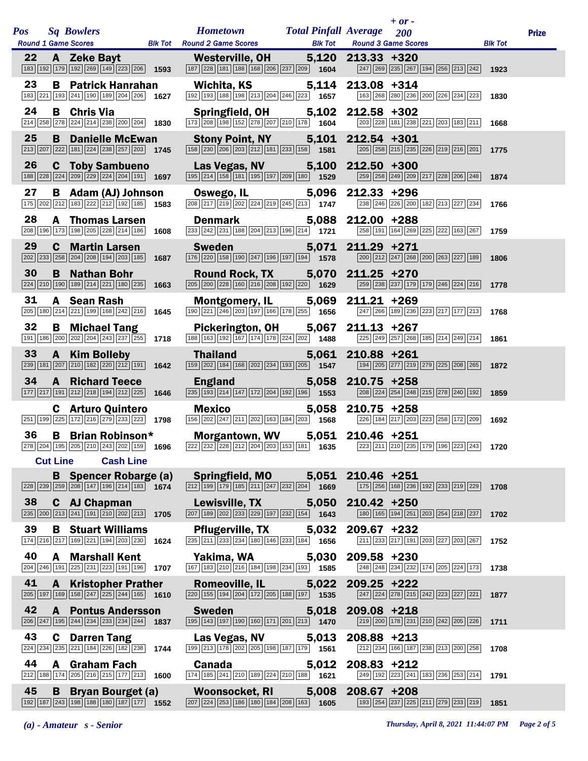| Pos | Sq | Bowlers | Hometown | Total Pinfall | Average | + or - 200 | Prize |
|---|---|---|---|---|---|---|---|
| | | Round 1 Game Scores / Blk Tot | Round 2 Game Scores / Blk Tot | | Round 3 Game Scores / Blk Tot | | |
| 22 | A | Zeke Bayt | Westerville, OH | 5,120 | 213.33 | +320 | |
| | | 183 192 179 192 269 149 223 206 — 1593 | 187 228 181 188 168 206 237 209 — 1604 | | 247 269 235 267 194 256 213 242 — 1923 | | |
| 23 | B | Patrick Hanrahan | Wichita, KS | 5,114 | 213.08 | +314 | |
| | | 183 221 193 241 190 189 204 206 — 1627 | 192 193 188 198 213 204 246 223 — 1657 | | 163 268 280 236 200 226 234 223 — 1830 | | |
| 24 | B | Chris Via | Springfield, OH | 5,102 | 212.58 | +302 | |
| | | 214 258 278 224 214 238 200 204 — 1830 | 173 208 198 152 278 207 210 178 — 1604 | | 203 228 181 238 221 203 183 211 — 1668 | | |
| 25 | B | Danielle McEwan | Stony Point, NY | 5,101 | 212.54 | +301 | |
| | | 213 207 222 181 224 238 257 203 — 1745 | 158 230 206 203 212 181 233 158 — 1581 | | 205 258 215 235 226 219 216 201 — 1775 | | |
| 26 | C | Toby Sambueno | Las Vegas, NV | 5,100 | 212.50 | +300 | |
| | | 188 228 224 209 229 224 204 191 — 1697 | 195 214 158 181 195 197 209 180 — 1529 | | 259 258 249 209 217 228 206 248 — 1874 | | |
| 27 | B | Adam (AJ) Johnson | Oswego, IL | 5,096 | 212.33 | +296 | |
| | | 175 202 212 183 222 212 192 185 — 1583 | 208 217 219 202 224 219 245 213 — 1747 | | 238 246 226 200 182 213 227 234 — 1766 | | |
| 28 | A | Thomas Larsen | Denmark | 5,088 | 212.00 | +288 | |
| | | 208 196 173 198 205 228 214 186 — 1608 | 233 242 231 188 204 213 196 214 — 1721 | | 258 191 164 269 225 222 163 267 — 1759 | | |
| 29 | C | Martin Larsen | Sweden | 5,071 | 211.29 | +271 | |
| | | 202 233 258 204 208 194 203 185 — 1687 | 176 220 158 190 247 196 197 194 — 1578 | | 200 212 247 268 200 263 227 189 — 1806 | | |
| 30 | B | Nathan Bohr | Round Rock, TX | 5,070 | 211.25 | +270 | |
| | | 224 210 190 189 214 221 180 235 — 1663 | 205 200 228 160 216 208 192 220 — 1629 | | 259 238 237 179 179 246 224 216 — 1778 | | |
| 31 | A | Sean Rash | Montgomery, IL | 5,069 | 211.21 | +269 | |
| | | 205 180 214 221 199 168 242 216 — 1645 | 190 221 246 203 197 166 178 255 — 1656 | | 247 266 189 236 223 217 177 213 — 1768 | | |
| 32 | B | Michael Tang | Pickerington, OH | 5,067 | 211.13 | +267 | |
| | | 191 186 200 202 204 243 237 255 — 1718 | 188 163 192 167 174 178 224 202 — 1488 | | 225 249 257 268 185 214 249 214 — 1861 | | |
| 33 | A | Kim Bolleby | Thailand | 5,061 | 210.88 | +261 | |
| | | 239 181 207 210 182 220 212 191 — 1642 | 159 202 184 168 202 234 193 205 — 1547 | | 194 205 277 219 279 225 208 265 — 1872 | | |
| 34 | A | Richard Teece | England | 5,058 | 210.75 | +258 | |
| | | 177 217 191 212 218 194 212 225 — 1646 | 235 193 214 147 172 204 192 196 — 1553 | | 208 224 254 248 215 278 240 192 — 1859 | | |
| | C | Arturo Quintero | Mexico | 5,058 | 210.75 | +258 | |
| | | 251 199 225 172 216 279 233 223 — 1798 | 156 202 247 211 202 163 184 203 — 1568 | | 226 184 217 203 223 258 172 209 — 1692 | | |
| 36 | B | Brian Robinson* | Morgantown, WV | 5,051 | 210.46 | +251 | |
| | | 278 204 195 205 210 243 202 159 — 1696 | 222 232 228 212 204 203 153 181 — 1635 | | 223 211 210 235 179 196 223 243 — 1720 | | |
| | | **Cut Line** — **Cash Line** | | | | | |
| | B | Spencer Robarge (a) | Springfield, MO | 5,051 | 210.46 | +251 | |
| | | 228 239 259 208 147 196 214 183 — 1674 | 212 199 179 185 211 247 232 204 — 1669 | | 175 256 168 236 192 233 219 229 — 1708 | | |
| 38 | C | AJ Chapman | Lewisville, TX | 5,050 | 210.42 | +250 | |
| | | 235 200 213 241 191 210 202 213 — 1705 | 207 189 202 233 229 197 232 154 — 1643 | | 180 165 194 251 203 254 218 237 — 1702 | | |
| 39 | B | Stuart Williams | Pflugerville, TX | 5,032 | 209.67 | +232 | |
| | | 174 216 217 169 221 194 203 230 — 1624 | 235 211 233 234 180 146 233 184 — 1656 | | 211 233 217 191 203 227 203 267 — 1752 | | |
| 40 | A | Marshall Kent | Yakima, WA | 5,030 | 209.58 | +230 | |
| | | 204 246 191 225 231 223 191 196 — 1707 | 167 183 210 216 184 198 234 193 — 1585 | | 248 248 234 232 174 205 224 173 — 1738 | | |
| 41 | A | Kristopher Prather | Romeoville, IL | 5,022 | 209.25 | +222 | |
| | | 205 197 169 158 247 225 244 165 — 1610 | 220 155 194 204 172 205 188 197 — 1535 | | 247 224 278 215 242 223 227 221 — 1877 | | |
| 42 | A | Pontus Andersson | Sweden | 5,018 | 209.08 | +218 | |
| | | 206 247 195 244 234 233 234 244 — 1837 | 195 143 197 190 160 171 201 213 — 1470 | | 219 200 178 231 210 242 205 226 — 1711 | | |
| 43 | C | Darren Tang | Las Vegas, NV | 5,013 | 208.88 | +213 | |
| | | 224 234 235 221 184 226 182 238 — 1744 | 199 213 178 202 205 198 187 179 — 1561 | | 212 234 166 187 238 213 200 258 — 1708 | | |
| 44 | A | Graham Fach | Canada | 5,012 | 208.83 | +212 | |
| | | 212 188 174 205 216 215 177 213 — 1600 | 174 185 241 210 189 224 210 188 — 1621 | | 249 192 223 241 183 236 253 214 — 1791 | | |
| 45 | B | Bryan Bourget (a) | Woonsocket, RI | 5,008 | 208.67 | +208 | |
| | | 192 187 243 198 188 180 187 177 — 1552 | 207 224 253 186 180 184 208 163 — 1605 | | 193 254 237 225 211 279 233 219 — 1851 | | |

*(a) - Amateur s - Senior*

*Thursday, April 8, 2021 11:44:07 PM*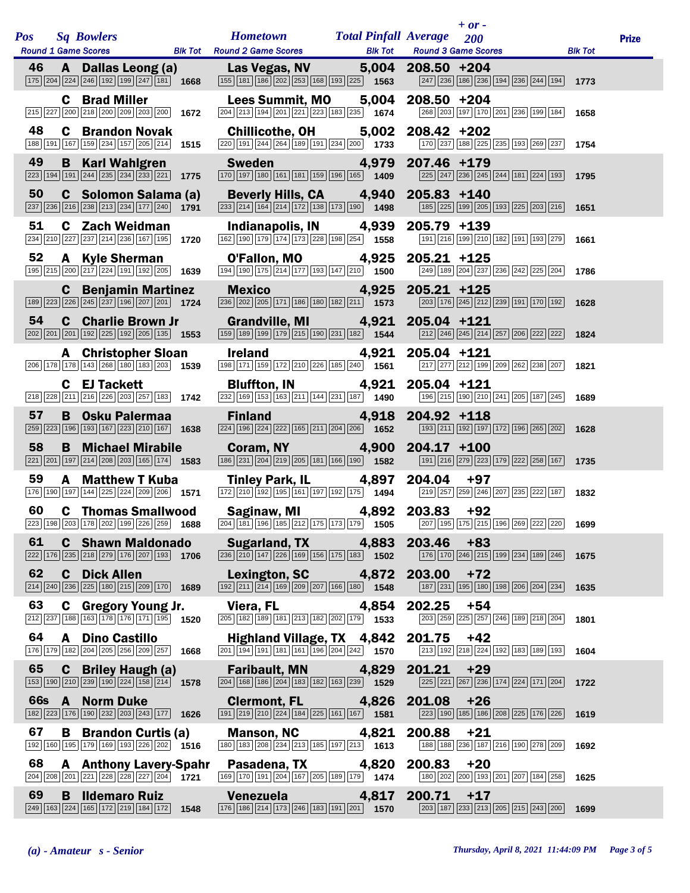| Pos | Sq | Bowlers | Hometown | Total Pinfall | Average | + or - 200 | Prize |
|---|---|---|---|---|---|---|---|
| | | **Round 1 Game Scores** / Blk Tot | **Round 2 Game Scores** / Blk Tot | | **Round 3 Game Scores** / Blk Tot | | |
| 46 | A | Dallas Leong (a) | Las Vegas, NV | 5,004 | 208.50 | +204 | |
| | | 175 204 224 246 192 199 247 181 — 1668 | 155 181 186 202 253 168 193 225 — 1563 | | 247 236 186 236 194 236 244 194 — 1773 | | |
| | C | Brad Miller | Lees Summit, MO | 5,004 | 208.50 | +204 | |
| | | 215 227 200 218 200 209 203 200 — 1672 | 204 213 194 201 221 223 183 235 — 1674 | | 268 203 197 170 201 236 199 184 — 1658 | | |
| 48 | C | Brandon Novak | Chillicothe, OH | 5,002 | 208.42 | +202 | |
| | | 188 191 167 159 234 157 205 214 — 1515 | 220 191 244 264 189 191 234 200 — 1733 | | 170 237 188 225 235 193 269 237 — 1754 | | |
| 49 | B | Karl Wahlgren | Sweden | 4,979 | 207.46 | +179 | |
| | | 223 194 191 244 235 234 233 221 — 1775 | 170 197 180 161 181 159 196 165 — 1409 | | 225 247 236 245 244 181 224 193 — 1795 | | |
| 50 | C | Solomon Salama (a) | Beverly Hills, CA | 4,940 | 205.83 | +140 | |
| | | 237 236 216 238 213 234 177 240 — 1791 | 233 214 164 214 172 138 173 190 — 1498 | | 185 225 199 205 193 225 203 216 — 1651 | | |
| 51 | C | Zach Weidman | Indianapolis, IN | 4,939 | 205.79 | +139 | |
| | | 234 210 227 237 214 236 167 195 — 1720 | 162 190 179 174 173 228 198 254 — 1558 | | 191 216 199 210 182 191 193 279 — 1661 | | |
| 52 | A | Kyle Sherman | O'Fallon, MO | 4,925 | 205.21 | +125 | |
| | | 195 215 200 217 224 191 192 205 — 1639 | 194 190 175 214 177 193 147 210 — 1500 | | 249 189 204 237 236 242 225 204 — 1786 | | |
| | C | Benjamin Martinez | Mexico | 4,925 | 205.21 | +125 | |
| | | 189 223 226 245 237 196 207 201 — 1724 | 236 202 205 171 186 180 182 211 — 1573 | | 203 176 245 212 239 191 170 192 — 1628 | | |
| 54 | C | Charlie Brown Jr | Grandville, MI | 4,921 | 205.04 | +121 | |
| | | 202 201 201 192 225 192 205 135 — 1553 | 159 189 199 179 215 190 231 182 — 1544 | | 212 246 245 214 257 206 222 222 — 1824 | | |
| | A | Christopher Sloan | Ireland | 4,921 | 205.04 | +121 | |
| | | 206 178 178 143 268 180 183 203 — 1539 | 198 171 159 172 210 226 185 240 — 1561 | | 217 277 212 199 209 262 238 207 — 1821 | | |
| | C | EJ Tackett | Bluffton, IN | 4,921 | 205.04 | +121 | |
| | | 218 228 211 216 226 203 257 183 — 1742 | 232 169 153 163 211 144 231 187 — 1490 | | 196 215 190 210 241 205 187 245 — 1689 | | |
| 57 | B | Osku Palermaa | Finland | 4,918 | 204.92 | +118 | |
| | | 259 223 196 193 167 223 210 167 — 1638 | 224 196 224 222 165 211 204 206 — 1652 | | 193 211 192 197 172 196 265 202 — 1628 | | |
| 58 | B | Michael Mirabile | Coram, NY | 4,900 | 204.17 | +100 | |
| | | 221 201 197 214 208 203 165 174 — 1583 | 186 231 204 219 205 181 166 190 — 1582 | | 191 216 279 223 179 222 258 167 — 1735 | | |
| 59 | A | Matthew T Kuba | Tinley Park, IL | 4,897 | 204.04 | +97 | |
| | | 176 190 197 144 225 224 209 206 — 1571 | 172 210 192 195 161 197 192 175 — 1494 | | 219 257 259 246 207 235 222 187 — 1832 | | |
| 60 | C | Thomas Smallwood | Saginaw, MI | 4,892 | 203.83 | +92 | |
| | | 223 198 203 178 202 199 226 259 — 1688 | 204 181 196 185 212 175 173 179 — 1505 | | 207 195 175 215 196 269 222 220 — 1699 | | |
| 61 | C | Shawn Maldonado | Sugarland, TX | 4,883 | 203.46 | +83 | |
| | | 222 176 235 218 279 176 207 193 — 1706 | 236 210 147 226 169 156 175 183 — 1502 | | 176 170 246 215 199 234 189 246 — 1675 | | |
| 62 | C | Dick Allen | Lexington, SC | 4,872 | 203.00 | +72 | |
| | | 214 240 236 225 180 215 209 170 — 1689 | 192 211 214 169 209 207 166 180 — 1548 | | 187 231 195 180 198 206 204 234 — 1635 | | |
| 63 | C | Gregory Young Jr. | Viera, FL | 4,854 | 202.25 | +54 | |
| | | 212 237 188 163 178 176 171 195 — 1520 | 205 182 189 181 213 182 202 179 — 1533 | | 203 259 225 257 246 189 218 204 — 1801 | | |
| 64 | A | Dino Castillo | Highland Village, TX | 4,842 | 201.75 | +42 | |
| | | 176 179 182 204 205 256 209 257 — 1668 | 201 194 191 181 161 196 204 242 — 1570 | | 213 192 218 224 192 183 189 193 — 1604 | | |
| 65 | C | Briley Haugh (a) | Faribault, MN | 4,829 | 201.21 | +29 | |
| | | 153 190 210 239 190 224 158 214 — 1578 | 204 168 186 204 183 182 163 239 — 1529 | | 225 221 267 236 174 224 171 204 — 1722 | | |
| 66s | A | Norm Duke | Clermont, FL | 4,826 | 201.08 | +26 | |
| | | 182 223 176 190 232 203 243 177 — 1626 | 191 219 210 224 184 225 161 167 — 1581 | | 223 190 185 186 208 225 176 226 — 1619 | | |
| 67 | B | Brandon Curtis (a) | Manson, NC | 4,821 | 200.88 | +21 | |
| | | 192 160 195 179 169 193 226 202 — 1516 | 180 183 208 234 213 185 197 213 — 1613 | | 188 188 236 187 216 190 278 209 — 1692 | | |
| 68 | A | Anthony Lavery-Spahr | Pasadena, TX | 4,820 | 200.83 | +20 | |
| | | 204 208 201 221 228 228 227 204 — 1721 | 169 170 191 204 167 205 189 179 — 1474 | | 180 202 200 193 201 207 184 258 — 1625 | | |
| 69 | B | Ildemaro Ruiz | Venezuela | 4,817 | 200.71 | +17 | |
| | | 249 163 224 165 172 219 184 172 — 1548 | 176 186 214 173 246 183 191 201 — 1570 | | 203 187 233 213 205 215 243 200 — 1699 | | |

*(a) - Amateur   s - Senior*

*Thursday, April 8, 2021 11:44:09 PM*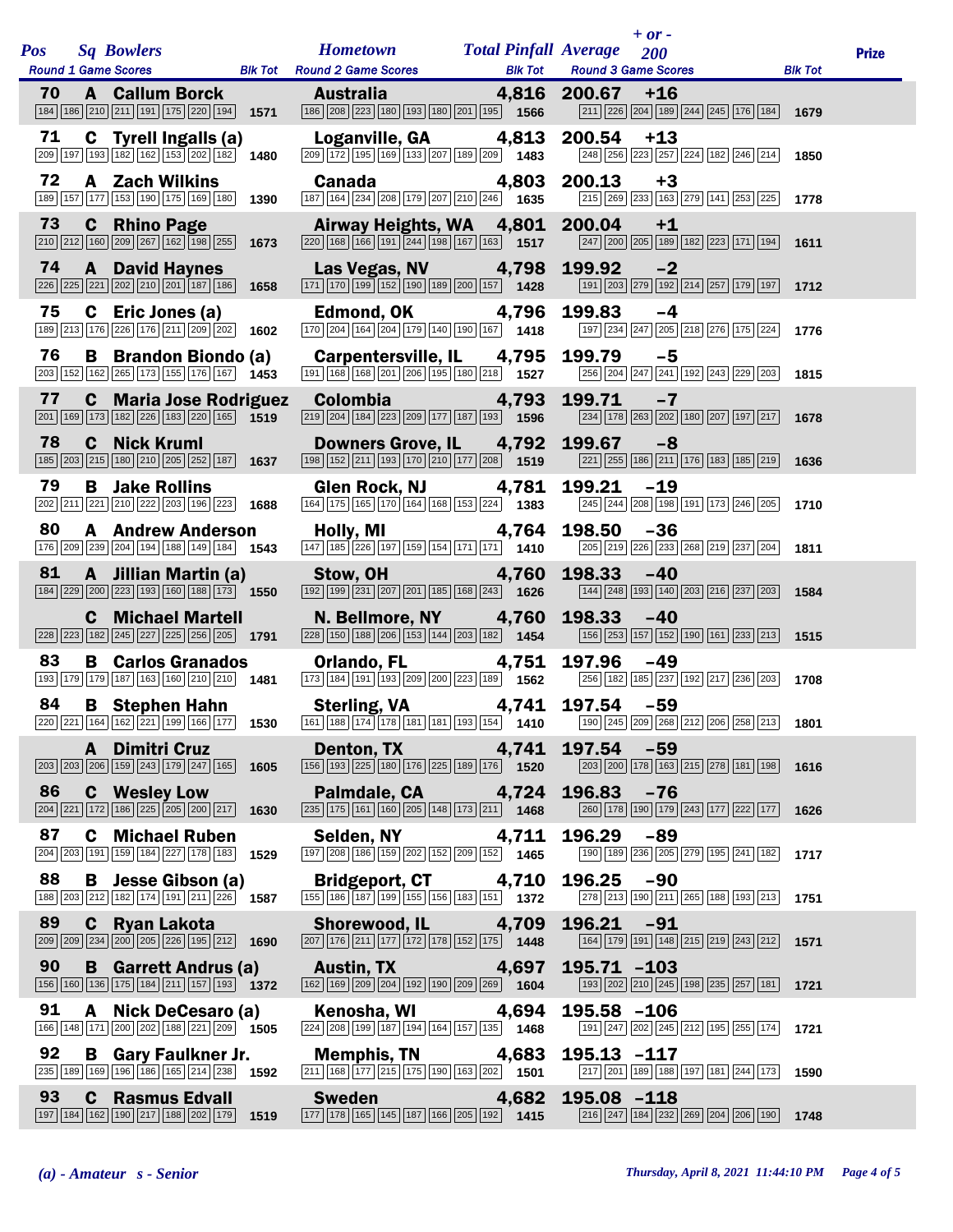| Pos | Sq | Bowlers | Hometown | Total Pinfall | Average | + or - 200 | Prize |
|---|---|---|---|---|---|---|---|
| Round 1 Game Scores | | | Blk Tot | Round 2 Game Scores | Blk Tot | Round 3 Game Scores | Blk Tot |
| 70 | A | Callum Borck | Australia | 4,816 | 200.67 | +16 | |
| 184 186 210 211 191 175 220 194 | | | 1571 | 186 208 223 180 193 180 201 195 | 1566 | 211 226 204 189 244 245 176 184 | 1679 |
| 71 | C | Tyrell Ingalls (a) | Loganville, GA | 4,813 | 200.54 | +13 | |
| 209 197 193 182 162 153 202 182 | | | 1480 | 209 172 195 169 133 207 189 209 | 1483 | 248 256 223 257 224 182 246 214 | 1850 |
| 72 | A | Zach Wilkins | Canada | 4,803 | 200.13 | +3 | |
| 189 157 177 153 190 175 169 180 | | | 1390 | 187 164 234 208 179 207 210 246 | 1635 | 215 269 233 163 279 141 253 225 | 1778 |
| 73 | C | Rhino Page | Airway Heights, WA | 4,801 | 200.04 | +1 | |
| 210 212 160 209 267 162 198 255 | | | 1673 | 220 168 166 191 244 198 167 163 | 1517 | 247 200 205 189 182 223 171 194 | 1611 |
| 74 | A | David Haynes | Las Vegas, NV | 4,798 | 199.92 | -2 | |
| 226 225 221 202 210 201 187 186 | | | 1658 | 171 170 199 152 190 189 200 157 | 1428 | 191 203 279 192 214 257 179 197 | 1712 |
| 75 | C | Eric Jones (a) | Edmond, OK | 4,796 | 199.83 | -4 | |
| 189 213 176 226 176 211 209 202 | | | 1602 | 170 204 164 204 179 140 190 167 | 1418 | 197 234 247 205 218 276 175 224 | 1776 |
| 76 | B | Brandon Biondo (a) | Carpentersville, IL | 4,795 | 199.79 | -5 | |
| 203 152 162 265 173 155 176 167 | | | 1453 | 191 168 168 201 206 195 180 218 | 1527 | 256 204 247 241 192 243 229 203 | 1815 |
| 77 | C | Maria Jose Rodriguez | Colombia | 4,793 | 199.71 | -7 | |
| 201 169 173 182 226 183 220 165 | | | 1519 | 219 204 184 223 209 177 187 193 | 1596 | 234 178 263 202 180 207 197 217 | 1678 |
| 78 | C | Nick Kruml | Downers Grove, IL | 4,792 | 199.67 | -8 | |
| 185 203 215 180 210 205 252 187 | | | 1637 | 198 152 211 193 170 210 177 208 | 1519 | 221 255 186 211 176 183 185 219 | 1636 |
| 79 | B | Jake Rollins | Glen Rock, NJ | 4,781 | 199.21 | -19 | |
| 202 211 221 210 222 203 196 223 | | | 1688 | 164 175 165 170 164 168 153 224 | 1383 | 245 244 208 198 191 173 246 205 | 1710 |
| 80 | A | Andrew Anderson | Holly, MI | 4,764 | 198.50 | -36 | |
| 176 209 239 204 194 188 149 184 | | | 1543 | 147 185 226 197 159 154 171 171 | 1410 | 205 219 226 233 268 219 237 204 | 1811 |
| 81 | A | Jillian Martin (a) | Stow, OH | 4,760 | 198.33 | -40 | |
| 184 229 200 223 193 160 188 173 | | | 1550 | 192 199 231 207 201 185 168 243 | 1626 | 144 248 193 140 203 216 237 203 | 1584 |
| | C | Michael Martell | N. Bellmore, NY | 4,760 | 198.33 | -40 | |
| 228 223 182 245 227 225 256 205 | | | 1791 | 228 150 188 206 153 144 203 182 | 1454 | 156 253 157 152 190 161 233 213 | 1515 |
| 83 | B | Carlos Granados | Orlando, FL | 4,751 | 197.96 | -49 | |
| 193 179 179 187 163 160 210 210 | | | 1481 | 173 184 191 193 209 200 223 189 | 1562 | 256 182 185 237 192 217 236 203 | 1708 |
| 84 | B | Stephen Hahn | Sterling, VA | 4,741 | 197.54 | -59 | |
| 220 221 164 162 221 199 166 177 | | | 1530 | 161 188 174 178 181 181 193 154 | 1410 | 190 245 209 268 212 206 258 213 | 1801 |
| | A | Dimitri Cruz | Denton, TX | 4,741 | 197.54 | -59 | |
| 203 203 206 159 243 179 247 165 | | | 1605 | 156 193 225 180 176 225 189 176 | 1520 | 203 200 178 163 215 278 181 198 | 1616 |
| 86 | C | Wesley Low | Palmdale, CA | 4,724 | 196.83 | -76 | |
| 204 221 172 186 225 205 200 217 | | | 1630 | 235 175 161 160 205 148 173 211 | 1468 | 260 178 190 179 243 177 222 177 | 1626 |
| 87 | C | Michael Ruben | Selden, NY | 4,711 | 196.29 | -89 | |
| 204 203 191 159 184 227 178 183 | | | 1529 | 197 208 186 159 202 152 209 152 | 1465 | 190 189 236 205 279 195 241 182 | 1717 |
| 88 | B | Jesse Gibson (a) | Bridgeport, CT | 4,710 | 196.25 | -90 | |
| 188 203 212 182 174 191 211 226 | | | 1587 | 155 186 187 199 155 156 183 151 | 1372 | 278 213 190 211 265 188 193 213 | 1751 |
| 89 | C | Ryan Lakota | Shorewood, IL | 4,709 | 196.21 | -91 | |
| 209 209 234 200 205 226 195 212 | | | 1690 | 207 176 211 177 172 178 152 175 | 1448 | 164 179 191 148 215 219 243 212 | 1571 |
| 90 | B | Garrett Andrus (a) | Austin, TX | 4,697 | 195.71 | -103 | |
| 156 160 136 175 184 211 157 193 | | | 1372 | 162 169 209 204 192 190 209 269 | 1604 | 193 202 210 245 198 235 257 181 | 1721 |
| 91 | A | Nick DeCesaro (a) | Kenosha, WI | 4,694 | 195.58 | -106 | |
| 166 148 171 200 202 188 221 209 | | | 1505 | 224 208 199 187 194 164 157 135 | 1468 | 191 247 202 245 212 195 255 174 | 1721 |
| 92 | B | Gary Faulkner Jr. | Memphis, TN | 4,683 | 195.13 | -117 | |
| 235 189 169 196 186 165 214 238 | | | 1592 | 211 168 177 215 175 190 163 202 | 1501 | 217 201 189 188 197 181 244 173 | 1590 |
| 93 | C | Rasmus Edvall | Sweden | 4,682 | 195.08 | -118 | |
| 197 184 162 190 217 188 202 179 | | | 1519 | 177 178 165 145 187 166 205 192 | 1415 | 216 247 184 232 269 204 206 190 | 1748 |

*(a) - Amateur   s - Senior*

*Thursday, April 8, 2021 11:44:10 PM*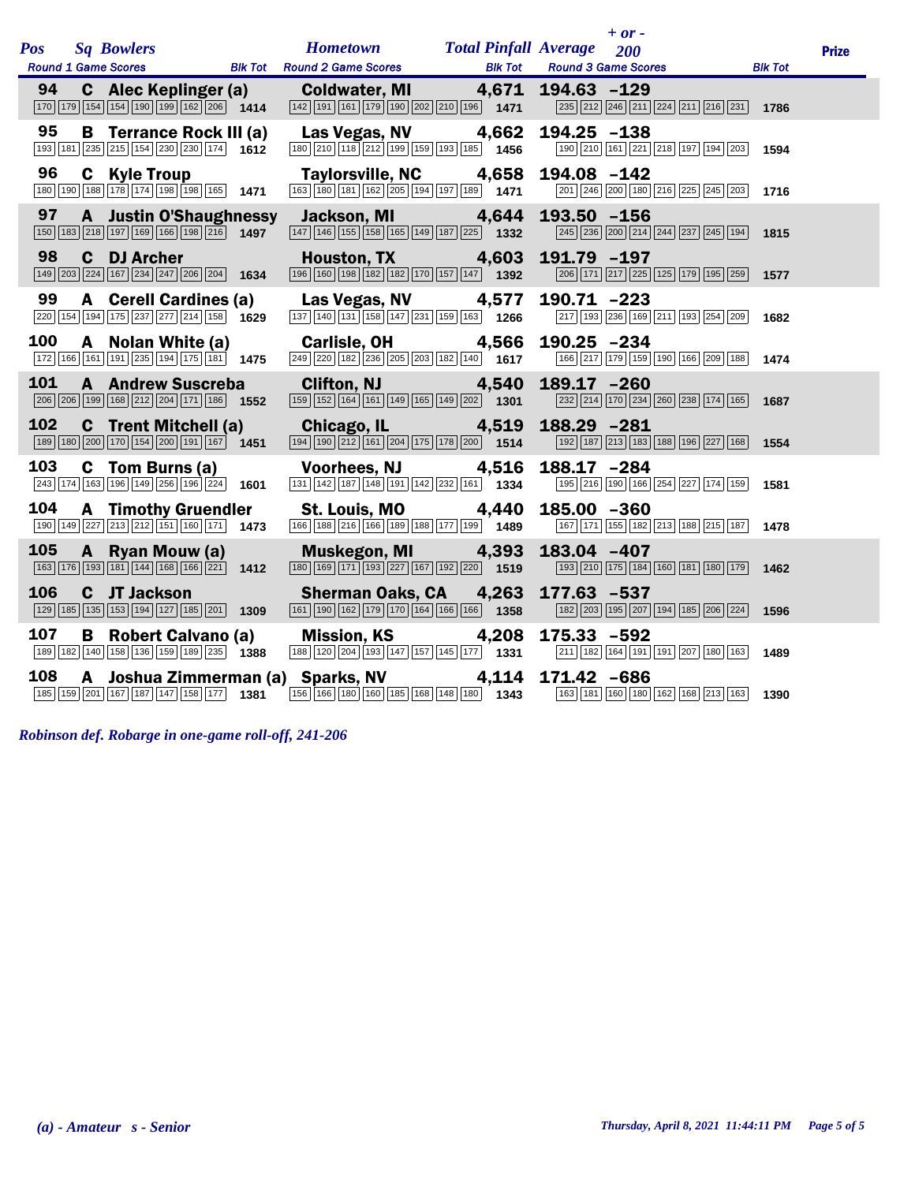| Pos | Sq | Bowlers | Hometown | Total Pinfall | Average | + or - 200 | Prize |
|---|---|---|---|---|---|---|---|
| 94 | C | Alec Keplinger (a) | Coldwater, MI | 4,671 | 194.63 | -129 | |
| | | Round 1: 170 179 154 154 190 199 162 206 — 1414 | Round 2: 142 191 161 179 190 202 210 196 — 1471 | | Round 3: 235 212 246 211 224 211 216 231 — 1786 | | |
| 95 | B | Terrance Rock III (a) | Las Vegas, NV | 4,662 | 194.25 | -138 | |
| | | Round 1: 193 181 235 215 154 230 230 174 — 1612 | Round 2: 180 210 118 212 199 159 193 185 — 1456 | | Round 3: 190 210 161 221 218 197 194 203 — 1594 | | |
| 96 | C | Kyle Troup | Taylorsville, NC | 4,658 | 194.08 | -142 | |
| | | Round 1: 180 190 188 178 174 198 198 165 — 1471 | Round 2: 163 180 181 162 205 194 197 189 — 1471 | | Round 3: 201 246 200 180 216 225 245 203 — 1716 | | |
| 97 | A | Justin O'Shaughnessy | Jackson, MI | 4,644 | 193.50 | -156 | |
| | | Round 1: 150 183 218 197 169 166 198 216 — 1497 | Round 2: 147 146 155 158 165 149 187 225 — 1332 | | Round 3: 245 236 200 214 244 237 245 194 — 1815 | | |
| 98 | C | DJ Archer | Houston, TX | 4,603 | 191.79 | -197 | |
| | | Round 1: 149 203 224 167 234 247 206 204 — 1634 | Round 2: 196 160 198 182 182 170 157 147 — 1392 | | Round 3: 206 171 217 225 125 179 195 259 — 1577 | | |
| 99 | A | Cerell Cardines (a) | Las Vegas, NV | 4,577 | 190.71 | -223 | |
| | | Round 1: 220 154 194 175 237 277 214 158 — 1629 | Round 2: 137 140 131 158 147 231 159 163 — 1266 | | Round 3: 217 193 236 169 211 193 254 209 — 1682 | | |
| 100 | A | Nolan White (a) | Carlisle, OH | 4,566 | 190.25 | -234 | |
| | | Round 1: 172 166 161 191 235 194 175 181 — 1475 | Round 2: 249 220 182 236 205 203 182 140 — 1617 | | Round 3: 166 217 179 159 190 166 209 188 — 1474 | | |
| 101 | A | Andrew Suscreba | Clifton, NJ | 4,540 | 189.17 | -260 | |
| | | Round 1: 206 206 199 168 212 204 171 186 — 1552 | Round 2: 159 152 164 161 149 165 149 202 — 1301 | | Round 3: 232 214 170 234 260 238 174 165 — 1687 | | |
| 102 | C | Trent Mitchell (a) | Chicago, IL | 4,519 | 188.29 | -281 | |
| | | Round 1: 189 180 200 170 154 200 191 167 — 1451 | Round 2: 194 190 212 161 204 175 178 200 — 1514 | | Round 3: 192 187 213 183 188 196 227 168 — 1554 | | |
| 103 | C | Tom Burns (a) | Voorhees, NJ | 4,516 | 188.17 | -284 | |
| | | Round 1: 243 174 163 196 149 256 196 224 — 1601 | Round 2: 131 142 187 148 191 142 232 161 — 1334 | | Round 3: 195 216 190 166 254 227 174 159 — 1581 | | |
| 104 | A | Timothy Gruendler | St. Louis, MO | 4,440 | 185.00 | -360 | |
| | | Round 1: 190 149 227 213 212 151 160 171 — 1473 | Round 2: 166 188 216 166 189 188 177 199 — 1489 | | Round 3: 167 171 155 182 213 188 215 187 — 1478 | | |
| 105 | A | Ryan Mouw (a) | Muskegon, MI | 4,393 | 183.04 | -407 | |
| | | Round 1: 163 176 193 181 144 168 166 221 — 1412 | Round 2: 180 169 171 193 227 167 192 220 — 1519 | | Round 3: 193 210 175 184 160 181 180 179 — 1462 | | |
| 106 | C | JT Jackson | Sherman Oaks, CA | 4,263 | 177.63 | -537 | |
| | | Round 1: 129 185 135 153 194 127 185 201 — 1309 | Round 2: 161 190 162 179 170 164 166 166 — 1358 | | Round 3: 182 203 195 207 194 185 206 224 — 1596 | | |
| 107 | B | Robert Calvano (a) | Mission, KS | 4,208 | 175.33 | -592 | |
| | | Round 1: 189 182 140 158 136 159 189 235 — 1388 | Round 2: 188 120 204 193 147 157 145 177 — 1331 | | Round 3: 211 182 164 191 191 207 180 163 — 1489 | | |
| 108 | A | Joshua Zimmerman (a) | Sparks, NV | 4,114 | 171.42 | -686 | |
| | | Round 1: 185 159 201 167 187 147 158 177 — 1381 | Round 2: 156 166 180 160 185 168 148 180 — 1343 | | Round 3: 163 181 160 180 162 168 213 163 — 1390 | | |

*Robinson def. Robarge in one-game roll-off, 241-206*

*(a) - Amateur s - Senior*

*Thursday, April 8, 2021 11:44:11 PM*